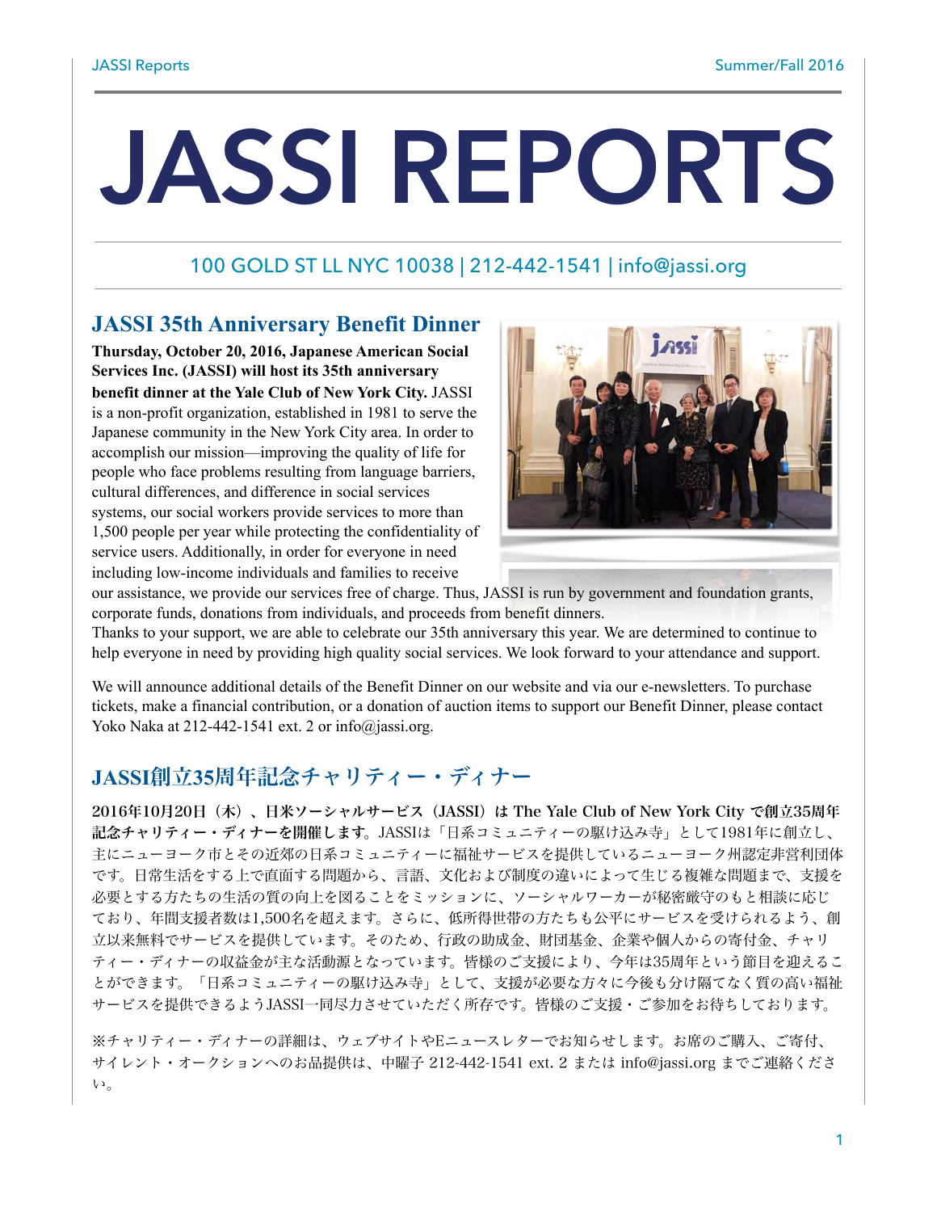# JASSI REPORTS

100 GOLD ST LL NYC 10038 | 212-442-1541 | info@jassi.org

## JASSI 35th Anniversary Benefit Dinner

**Thursday, October 20, 2016, Japanese American Social Services Inc. (JASSI) will host its 35th anniversary benefit dinner at the Yale Club of New York City.** JASSI is a non-profit organization, established in 1981 to serve the Japanese community in the New York City area. In order to accomplish our mission—improving the quality of life for people who face problems resulting from language barriers, cultural differences, and difference in social services systems, our social workers provide services to more than 1,500 people per year while protecting the confidentiality of service users. Additionally, in order for everyone in need including low-income individuals and families to receive our assistance, we provide our services free of charge. Thus, JASSI is run by government and foundation grants, corporate funds, donations from individuals, and proceeds from benefit dinners.
Thanks to your support, we are able to celebrate our 35th anniversary this year. We are determined to continue to help everyone in need by providing high quality social services. We look forward to your attendance and support.

We will announce additional details of the Benefit Dinner on our website and via our e-newsletters. To purchase tickets, make a financial contribution, or a donation of auction items to support our Benefit Dinner, please contact Yoko Naka at 212-442-1541 ext. 2 or info@jassi.org.

## JASSI創立35周年記念チャリティー・ディナー

**2016年10月20日（木）、日米ソーシャルサービス（JASSI）は The Yale Club of New York City で創立35周年記念チャリティー・ディナーを開催します。**JASSIは「日系コミュニティーの駆け込み寺」として1981年に創立し、主にニューヨーク市とその近郊の日系コミュニティーに福祉サービスを提供しているニューヨーク州認定非営利団体です。日常生活をする上で直面する問題から、言語、文化および制度の違いによって生じる複雑な問題まで、支援を必要とする方たちの生活の質の向上を図ることをミッションに、ソーシャルワーカーが秘密厳守のもと相談に応じており、年間支援者数は1,500名を超えます。さらに、低所得世帯の方たちも公平にサービスを受けられるよう、創立以来無料でサービスを提供しています。そのため、行政の助成金、財団基金、企業や個人からの寄付金、チャリティー・ディナーの収益金が主な活動源となっています。皆様のご支援により、今年は35周年という節目を迎えることができます。「日系コミュニティーの駆け込み寺」として、支援が必要な方々に今後も分け隔てなく質の高い福祉サービスを提供できるようJASSI一同尽力させていただく所存です。皆様のご支援・ご参加をお待ちしております。

※チャリティー・ディナーの詳細は、ウェブサイトやEニュースレターでお知らせします。お席のご購入、ご寄付、サイレント・オークションへのお品提供は、中曜子 212-442-1541 ext. 2 または info@jassi.org までご連絡ください。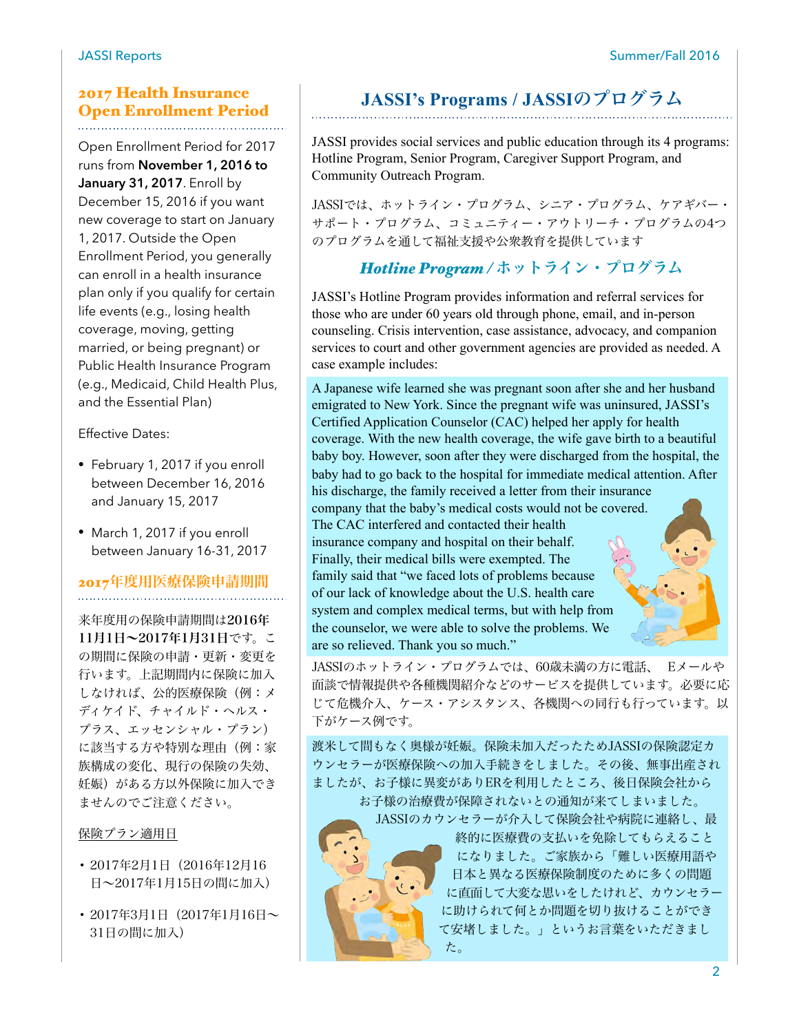## 2017 Health Insurance Open Enrollment Period

Open Enrollment Period for 2017 runs from **November 1, 2016 to January 31, 2017**. Enroll by December 15, 2016 if you want new coverage to start on January 1, 2017. Outside the Open Enrollment Period, you generally can enroll in a health insurance plan only if you qualify for certain life events (e.g., losing health coverage, moving, getting married, or being pregnant) or Public Health Insurance Program (e.g., Medicaid, Child Health Plus, and the Essential Plan)

Effective Dates:

- February 1, 2017 if you enroll between December 16, 2016 and January 15, 2017
- March 1, 2017 if you enroll between January 16-31, 2017

## 2017年度用医療保険申請期間

来年度用の保険申請期間は**2016年11月1日〜2017年1月31日**です。この期間に保険の申請・更新・変更を行います。上記期間内に保険に加入しなければ、公的医療保険（例：メディケイド、チャイルド・ヘルス・プラス、エッセンシャル・プラン）に該当する方や特別な理由（例：家族構成の変化、現行の保険の失効、妊娠）がある方以外保険に加入できませんのでご注意ください。

保険プラン適用日

- 2017年2月1日（2016年12月16日〜2017年1月15日の間に加入）
- 2017年3月1日（2017年1月16日〜31日の間に加入）

## JASSI's Programs / JASSIのプログラム

JASSI provides social services and public education through its 4 programs: Hotline Program, Senior Program, Caregiver Support Program, and Community Outreach Program.

JASSIでは、ホットライン・プログラム、シニア・プログラム、ケアギバー・サポート・プログラム、コミュニティー・アウトリーチ・プログラムの4つのプログラムを通して福祉支援や公衆教育を提供しています

### *Hotline Program / ホットライン・プログラム*

JASSI's Hotline Program provides information and referral services for those who are under 60 years old through phone, email, and in-person counseling. Crisis intervention, case assistance, advocacy, and companion services to court and other government agencies are provided as needed. A case example includes:

A Japanese wife learned she was pregnant soon after she and her husband emigrated to New York. Since the pregnant wife was uninsured, JASSI's Certified Application Counselor (CAC) helped her apply for health coverage. With the new health coverage, the wife gave birth to a beautiful baby boy. However, soon after they were discharged from the hospital, the baby had to go back to the hospital for immediate medical attention. After his discharge, the family received a letter from their insurance company that the baby's medical costs would not be covered. The CAC interfered and contacted their health insurance company and hospital on their behalf. Finally, their medical bills were exempted. The family said that "we faced lots of problems because of our lack of knowledge about the U.S. health care system and complex medical terms, but with help from the counselor, we were able to solve the problems. We are so relieved. Thank you so much."

JASSIのホットライン・プログラムでは、60歳未満の方に電話、 Eメールや面談で情報提供や各種機関紹介などのサービスを提供しています。必要に応じて危機介入、ケース・アシスタンス、各機関への同行も行っています。以下がケース例です。

渡米して間もなく奥様が妊娠。保険未加入だったためJASSIの保険認定カウンセラーが医療保険への加入手続きをしました。その後、無事出産されましたが、お子様に異変がありERを利用したところ、後日保険会社からお子様の治療費が保障されないとの通知が来てしまいました。JASSIのカウンセラーが介入して保険会社や病院に連絡し、最終的に医療費の支払いを免除してもらえることになりました。ご家族から「難しい医療用語や日本と異なる医療保険制度のために多くの問題に直面して大変な思いをしたけれど、カウンセラーに助けられて何とか問題を切り抜けることができて安堵しました。」というお言葉をいただきました。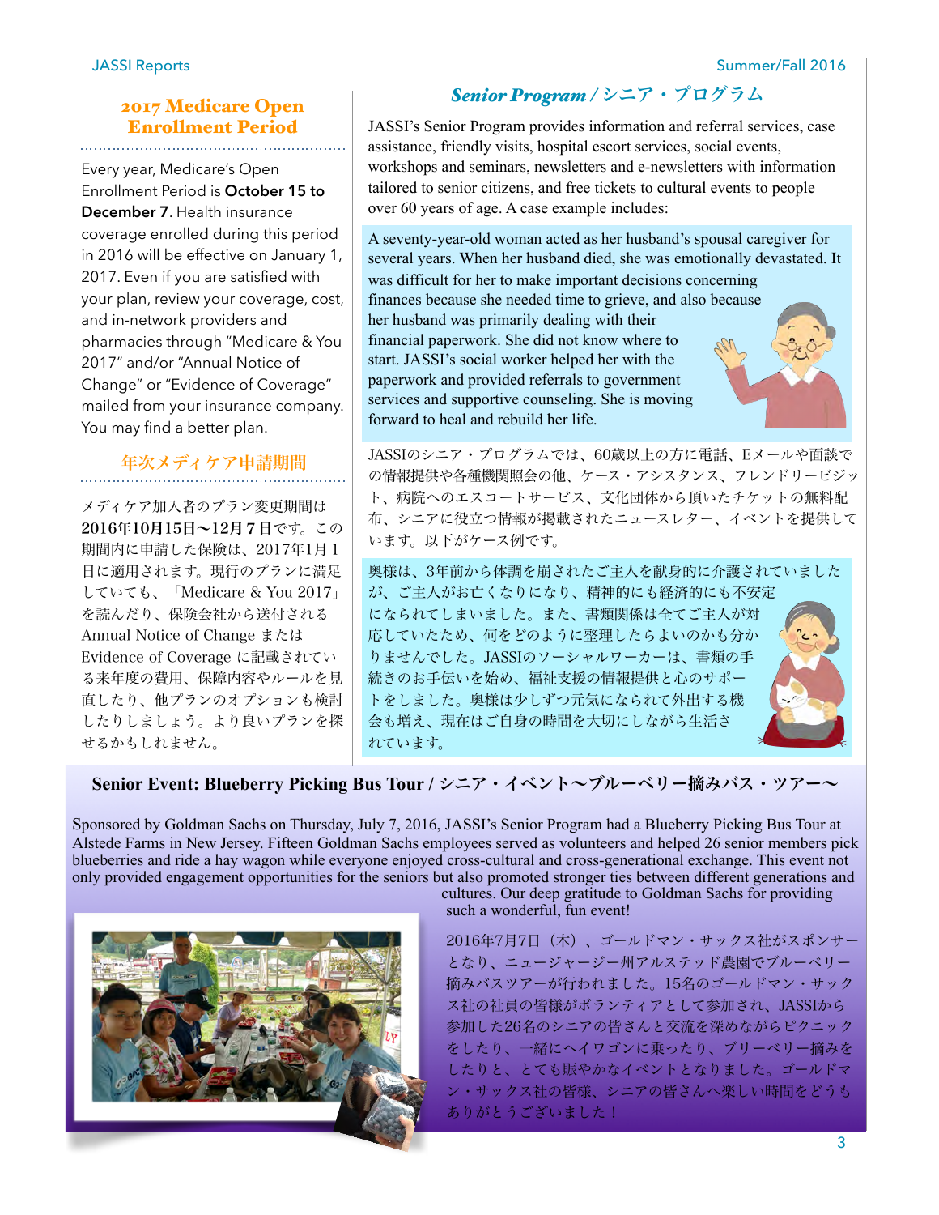## 2017 Medicare Open Enrollment Period

Every year, Medicare's Open Enrollment Period is **October 15 to December 7**. Health insurance coverage enrolled during this period in 2016 will be effective on January 1, 2017. Even if you are satisfied with your plan, review your coverage, cost, and in-network providers and pharmacies through "Medicare & You 2017" and/or "Annual Notice of Change" or "Evidence of Coverage" mailed from your insurance company. You may find a better plan.

## 年次メディケア申請期間

メディケア加入者のプラン変更期間は**2016年10月15日〜12月７日**です。この期間内に申請した保険は、2017年1月１日に適用されます。現行のプランに満足していても、「Medicare & You 2017」を読んだり、保険会社から送付されるAnnual Notice of Change またはEvidence of Coverage に記載されている来年度の費用、保障内容やルールを見直したり、他プランのオプションも検討したりしましょう。より良いプランを探せるかもしれません。

## *Senior Program* / シニア・プログラム

JASSI's Senior Program provides information and referral services, case assistance, friendly visits, hospital escort services, social events, workshops and seminars, newsletters and e-newsletters with information tailored to senior citizens, and free tickets to cultural events to people over 60 years of age. A case example includes:

A seventy-year-old woman acted as her husband's spousal caregiver for several years. When her husband died, she was emotionally devastated. It was difficult for her to make important decisions concerning finances because she needed time to grieve, and also because her husband was primarily dealing with their financial paperwork. She did not know where to start. JASSI's social worker helped her with the paperwork and provided referrals to government services and supportive counseling. She is moving forward to heal and rebuild her life.

JASSIのシニア・プログラムでは、60歳以上の方に電話、Eメールや面談での情報提供や各種機関照会の他、ケース・アシスタンス、フレンドリービジット、病院へのエスコートサービス、文化団体から頂いたチケットの無料配布、シニアに役立つ情報が掲載されたニュースレター、イベントを提供しています。以下がケース例です。

奥様は、3年前から体調を崩されたご主人を献身的に介護されていましたが、ご主人がお亡くなりになり、精神的にも経済的にも不安定になられてしまいました。また、書類関係は全てご主人が対応していたため、何をどのように整理したらよいのかも分かりませんでした。JASSIのソーシャルワーカーは、書類の手続きのお手伝いを始め、福祉支援の情報提供と心のサポートをしました。奥様は少しずつ元気になられて外出する機会も増え、現在はご自身の時間を大切にしながら生活されています。

## Senior Event: Blueberry Picking Bus Tour / シニア・イベント〜ブルーベリー摘みバス・ツアー〜

Sponsored by Goldman Sachs on Thursday, July 7, 2016, JASSI's Senior Program had a Blueberry Picking Bus Tour at Alstede Farms in New Jersey. Fifteen Goldman Sachs employees served as volunteers and helped 26 senior members pick blueberries and ride a hay wagon while everyone enjoyed cross-cultural and cross-generational exchange. This event not only provided engagement opportunities for the seniors but also promoted stronger ties between different generations and cultures. Our deep gratitude to Goldman Sachs for providing such a wonderful, fun event!

2016年7月7日（木）、ゴールドマン・サックス社がスポンサーとなり、ニュージャージー州アルステッド農園でブルーベリー摘みバスツアーが行われました。15名のゴールドマン・サックス社の社員の皆様がボランティアとして参加され、JASSIから参加した26名のシニアの皆さんと交流を深めながらピクニックをしたり、一緒にヘイワゴンに乗ったり、ブリーベリー摘みをしたりと、とても賑やかなイベントとなりました。ゴールドマン・サックス社の皆様、シニアの皆さんへ楽しい時間をどうもありがとうございました！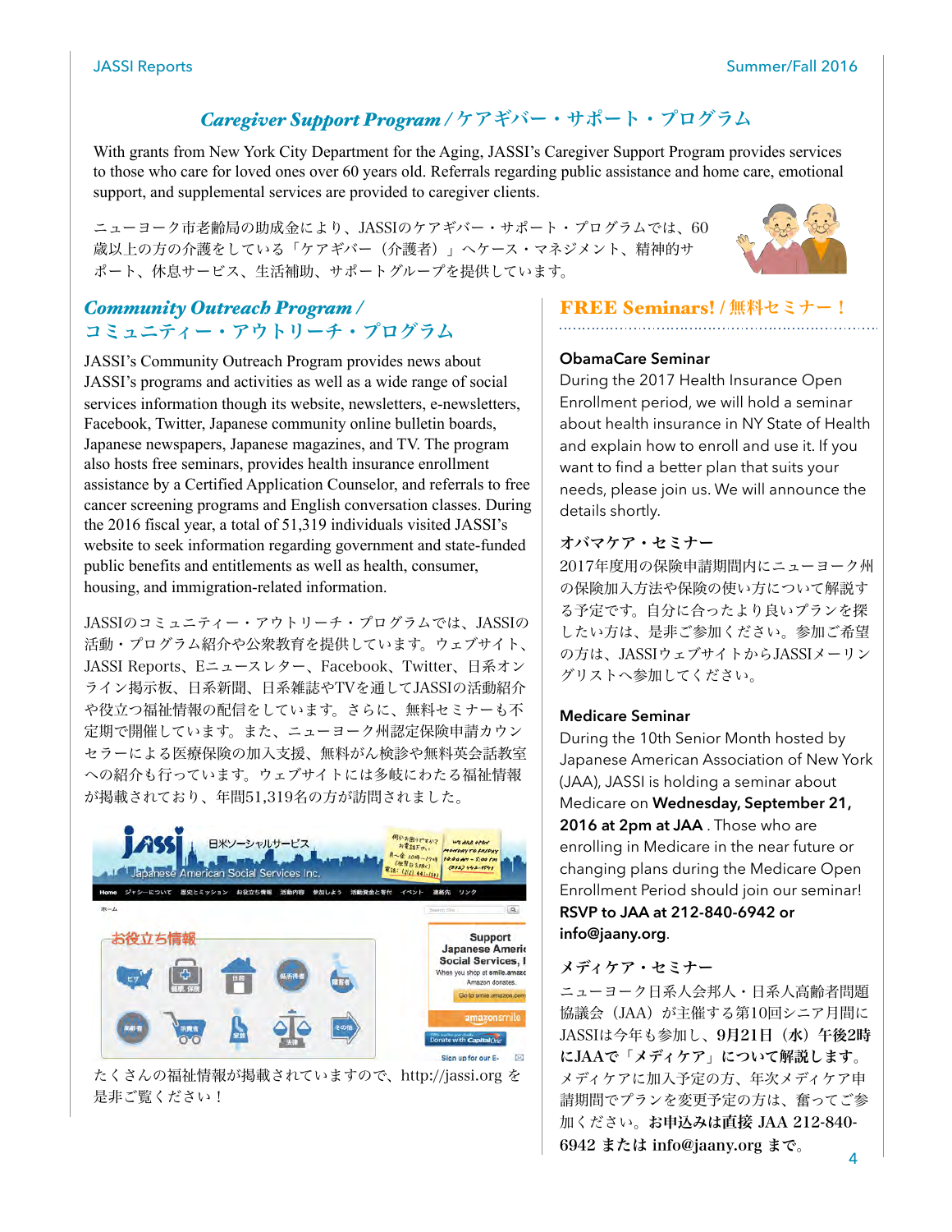## *Caregiver Support Program* / ケアギバー・サポート・プログラム

With grants from New York City Department for the Aging, JASSI's Caregiver Support Program provides services to those who care for loved ones over 60 years old. Referrals regarding public assistance and home care, emotional support, and supplemental services are provided to caregiver clients.

ニューヨーク市老齢局の助成金により、JASSIのケアギバー・サポート・プログラムでは、60歳以上の方の介護をしている「ケアギバー（介護者）」へケース・マネジメント、精神的サポート、休息サービス、生活補助、サポートグループを提供しています。

## *Community Outreach Program* / コミュニティー・アウトリーチ・プログラム

JASSI's Community Outreach Program provides news about JASSI's programs and activities as well as a wide range of social services information though its website, newsletters, e-newsletters, Facebook, Twitter, Japanese community online bulletin boards, Japanese newspapers, Japanese magazines, and TV. The program also hosts free seminars, provides health insurance enrollment assistance by a Certified Application Counselor, and referrals to free cancer screening programs and English conversation classes. During the 2016 fiscal year, a total of 51,319 individuals visited JASSI's website to seek information regarding government and state-funded public benefits and entitlements as well as health, consumer, housing, and immigration-related information.

JASSIのコミュニティー・アウトリーチ・プログラムでは、JASSIの活動・プログラム紹介や公衆教育を提供しています。ウェブサイト、JASSI Reports、Eニュースレター、Facebook、Twitter、日系オンライン掲示板、日系新聞、日系雑誌やTVを通してJASSIの活動紹介や役立つ福祉情報の配信をしています。さらに、無料セミナーも不定期で開催しています。また、ニューヨーク州認定保険申請カウンセラーによる医療保険の加入支援、無料がん検診や無料英会話教室への紹介も行っています。ウェブサイトには多岐にわたる福祉情報が掲載されており、年間51,319名の方が訪問されました。

たくさんの福祉情報が掲載されていますので、http://jassi.org を是非ご覧ください！

## FREE Seminars! / 無料セミナー！

**ObamaCare Seminar**

During the 2017 Health Insurance Open Enrollment period, we will hold a seminar about health insurance in NY State of Health and explain how to enroll and use it. If you want to find a better plan that suits your needs, please join us. We will announce the details shortly.

**オバマケア・セミナー**

2017年度用の保険申請期間内にニューヨーク州の保険加入方法や保険の使い方について解説する予定です。自分に合ったより良いプランを探したい方は、是非ご参加ください。参加ご希望の方は、JASSIウェブサイトからJASSIメーリングリストへ参加してください。

**Medicare Seminar**

During the 10th Senior Month hosted by Japanese American Association of New York (JAA), JASSI is holding a seminar about Medicare on **Wednesday, September 21, 2016 at 2pm at JAA**. Those who are enrolling in Medicare in the near future or changing plans during the Medicare Open Enrollment Period should join our seminar! **RSVP to JAA at 212-840-6942 or info@jaany.org**.

**メディケア・セミナー**

ニューヨーク日系人会邦人・日系人高齢者問題協議会（JAA）が主催する第10回シニア月間にJASSIは今年も参加し、**9月21日（水）午後2時にJAAで「メディケア」について解説します。**メディケアに加入予定の方、年次メディケア申請期間でプランを変更予定の方は、奮ってご参加ください。**お申込みは直接 JAA 212-840-6942 または info@jaany.org まで。**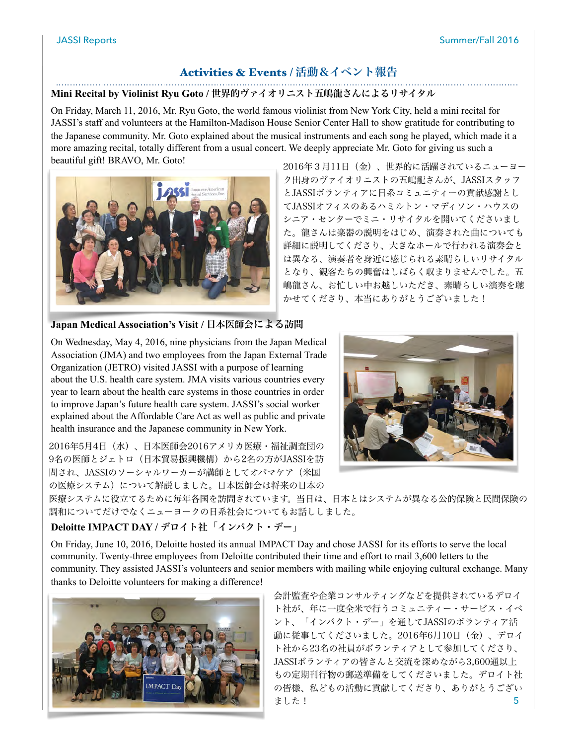## Activities & Events / 活動＆イベント報告

### Mini Recital by Violinist Ryu Goto / 世界的ヴァイオリニスト五嶋龍さんによるリサイタル

On Friday, March 11, 2016, Mr. Ryu Goto, the world famous violinist from New York City, held a mini recital for JASSI's staff and volunteers at the Hamilton-Madison House Senior Center Hall to show gratitude for contributing to the Japanese community. Mr. Goto explained about the musical instruments and each song he played, which made it a more amazing recital, totally different from a usual concert. We deeply appreciate Mr. Goto for giving us such a beautiful gift! BRAVO, Mr. Goto!

2016年３月11日（金）、世界的に活躍されているニューヨーク出身のヴァイオリニストの五嶋龍さんが、JASSIスタッフとJASSIボランティアに日系コミュニティーの貢献感謝としてJASSIオフィスのあるハミルトン・マディソン・ハウスのシニア・センターでミニ・リサイタルを開いてくださいました。龍さんは楽器の説明をはじめ、演奏された曲についても詳細に説明してくださり、大きなホールで行われる演奏会とは異なる、演奏者を身近に感じられる素晴らしいリサイタルとなり、観客たちの興奮はしばらく収まりませんでした。五嶋龍さん、お忙しい中お越しいただき、素晴らしい演奏を聴かせてくださり、本当にありがとうございました！

### Japan Medical Association's Visit / 日本医師会による訪問

On Wednesday, May 4, 2016, nine physicians from the Japan Medical Association (JMA) and two employees from the Japan External Trade Organization (JETRO) visited JASSI with a purpose of learning about the U.S. health care system. JMA visits various countries every year to learn about the health care systems in those countries in order to improve Japan's future health care system. JASSI's social worker explained about the Affordable Care Act as well as public and private health insurance and the Japanese community in New York.

2016年5月4日（水）、日本医師会2016アメリカ医療・福祉調査団の9名の医師とジェトロ（日本貿易振興機構）から2名の方がJASSIを訪問され、JASSIのソーシャルワーカーが講師としてオバマケア（米国の医療システム）について解説しました。日本医師会は将来の日本の医療システムに役立てるために毎年各国を訪問されています。当日は、日本とはシステムが異なる公的保険と民間保険の調和についてだけでなくニューヨークの日系社会についてもお話ししました。

### Deloitte IMPACT DAY / デロイト社「インパクト・デー」

On Friday, June 10, 2016, Deloitte hosted its annual IMPACT Day and chose JASSI for its efforts to serve the local community. Twenty-three employees from Deloitte contributed their time and effort to mail 3,600 letters to the community. They assisted JASSI's volunteers and senior members with mailing while enjoying cultural exchange. Many thanks to Deloitte volunteers for making a difference!

会計監査や企業コンサルティングなどを提供されているデロイト社が、年に一度全米で行うコミュニティー・サービス・イベント、「インパクト・デー」を通してJASSIのボランティア活動に従事してくださいました。2016年6月10日（金）、デロイト社から23名の社員がボランティアとして参加してくださり、JASSIボランティアの皆さんと交流を深めながら3,600通以上もの定期刊行物の郵送準備をしてくださいました。デロイト社の皆様、私どもの活動に貢献してくださり、ありがとうございました！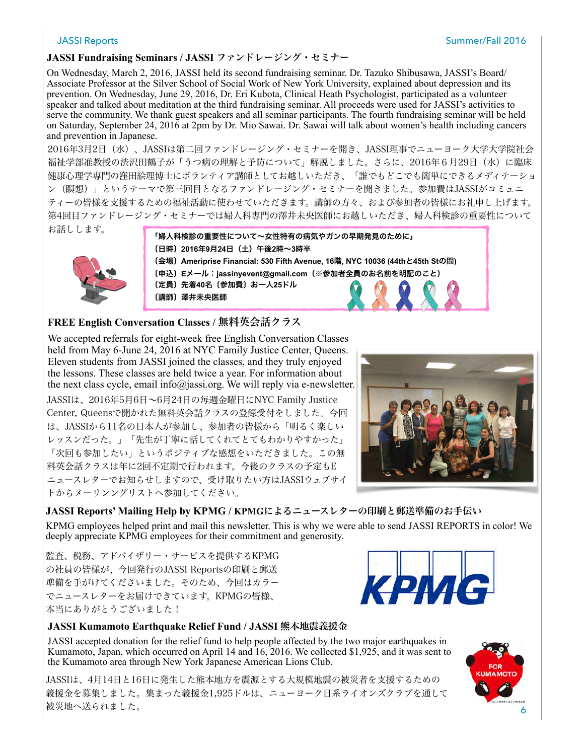## JASSI Fundraising Seminars / JASSI ファンドレージング・セミナー

On Wednesday, March 2, 2016, JASSI held its second fundraising seminar. Dr. Tazuko Shibusawa, JASSI's Board/ Associate Professor at the Silver School of Social Work of New York University, explained about depression and its prevention. On Wednesday, June 29, 2016, Dr. Eri Kubota, Clinical Heath Psychologist, participated as a volunteer speaker and talked about meditation at the third fundraising seminar. All proceeds were used for JASSI's activities to serve the community. We thank guest speakers and all seminar participants. The fourth fundraising seminar will be held on Saturday, September 24, 2016 at 2pm by Dr. Mio Sawai. Dr. Sawai will talk about women's health including cancers and prevention in Japanese.

2016年3月2日（水）、JASSIは第二回ファンドレージング・セミナーを開き、JASSI理事でニューヨーク大学大学院社会福祉学部准教授の渋沢田鶴子が「うつ病の理解と予防について」解説しました。さらに、2016年６月29日（水）に臨床健康心理学専門の窪田絵理博士にボランティア講師としてお越しいただき、「誰でもどこでも簡単にできるメディテーション（瞑想）」というテーマで第三回目となるファンドレージング・セミナーを開きました。参加費はJASSIがコミュニティーの皆様を支援するための福祉活動に使わせていただきます。講師の方々、および参加者の皆様にお礼申し上げます。第4回目ファンドレージング・セミナーでは婦人科専門の澤井未央医師にお越しいただき、婦人科検診の重要性についてお話しします。

**「婦人科検診の重要性について〜女性特有の病気やガンの早期発見のために」**
**（日時）2016年9月24日（土）午後2時〜3時半**
**（会場）Ameriprise Financial: 530 Fifth Avenue, 16階, NYC 10036 (44thと45th Stの間)**
**（申込）Eメール：jassinyevent@gmail.com（※参加者全員のお名前を明記のこと）**
**（定員）先着40名（参加費）お一人25ドル**
**（講師）澤井未央医師**

## FREE English Conversation Classes / 無料英会話クラス

We accepted referrals for eight-week free English Conversation Classes held from May 6-June 24, 2016 at NYC Family Justice Center, Queens. Eleven students from JASSI joined the classes, and they truly enjoyed the lessons. These classes are held twice a year. For information about the next class cycle, email info@jassi.org. We will reply via e-newsletter.

JASSIは、2016年5月6日〜6月24日の毎週金曜日にNYC Family Justice Center, Queensで開かれた無料英会話クラスの登録受付をしました。今回は、JASSIから11名の日本人が参加し、参加者の皆様から「明るく楽しいレッスンだった。」「先生が丁寧に話してくれてとてもわかりやすかった」「次回も参加したい」というポジティブな感想をいただきました。この無料英会話クラスは年に2回不定期で行われます。今後のクラスの予定もEニュースレターでお知らせしますので、受け取りたい方はJASSIウェブサイトからメーリングリストへ参加してください。

## JASSI Reports' Mailing Help by KPMG / KPMGによるニュースレターの印刷と郵送準備のお手伝い

KPMG employees helped print and mail this newsletter. This is why we were able to send JASSI REPORTS in color! We deeply appreciate KPMG employees for their commitment and generosity.

監査、税務、アドバイザリー・サービスを提供するKPMGの社員の皆様が、今回発行のJASSI Reportsの印刷と郵送準備を手がけてくださいました。そのため、今回はカラーでニュースレターをお届けできています。KPMGの皆様、本当にありがとうございました！

## JASSI Kumamoto Earthquake Relief Fund / JASSI 熊本地震義援金

JASSI accepted donation for the relief fund to help people affected by the two major earthquakes in Kumamoto, Japan, which occurred on April 14 and 16, 2016. We collected $1,925, and it was sent to the Kumamoto area through New York Japanese American Lions Club.

JASSIは、4月14日と16日に発生した熊本地方を震源とする大規模地震の被災者を支援するための義援金を募集しました。集まった義援金1,925ドルは、ニューヨーク日系ライオンズクラブを通して被災地へ送られました。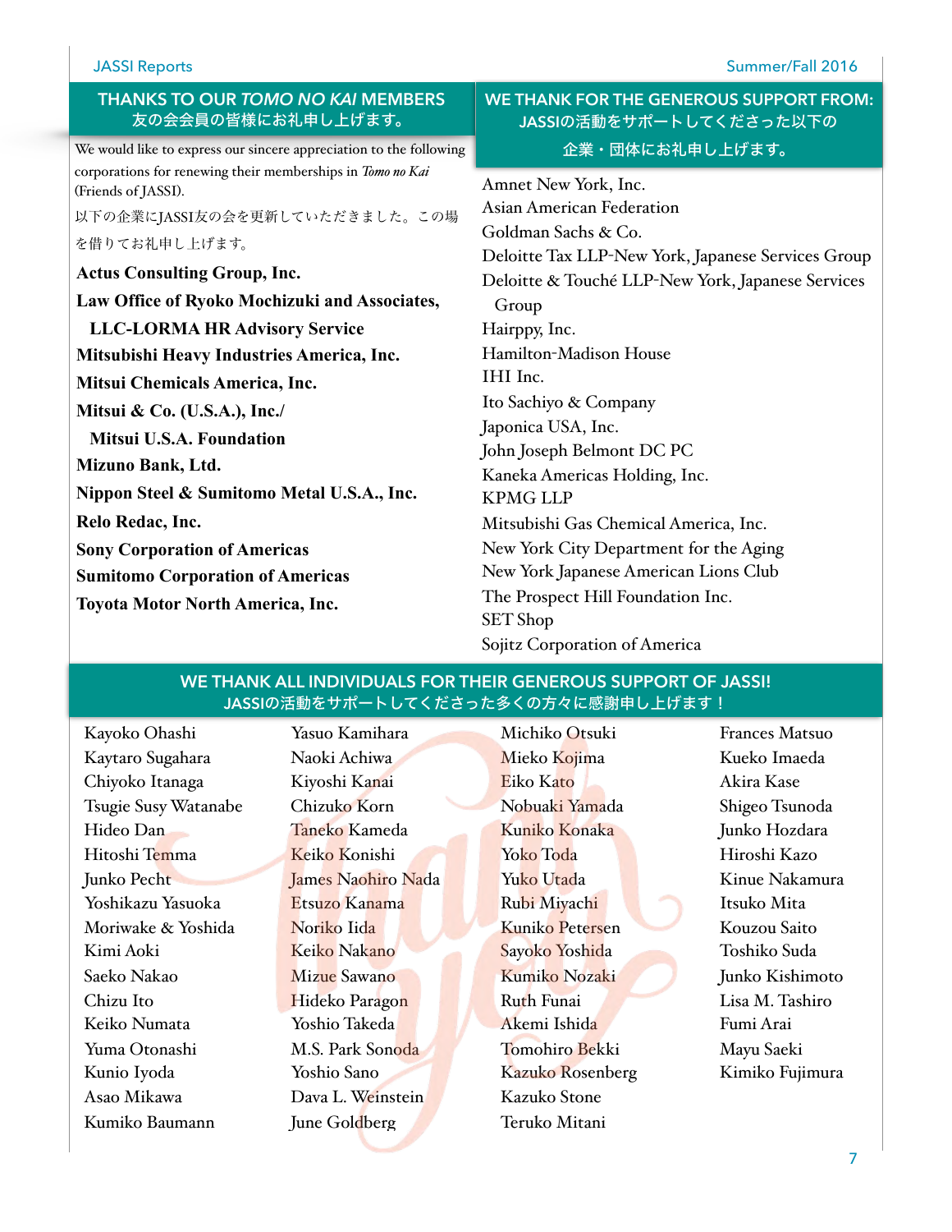## THANKS TO OUR *TOMO NO KAI* MEMBERS
## 友の会会員の皆様にお礼申し上げます。

We would like to express our sincere appreciation to the following corporations for renewing their memberships in *Tomo no Kai* (Friends of JASSI).

以下の企業にJASSI友の会を更新していただきました。この場を借りてお礼申し上げます。

**Actus Consulting Group, Inc.**
**Law Office of Ryoko Mochizuki and Associates, LLC-LORMA HR Advisory Service**
**Mitsubishi Heavy Industries America, Inc.**
**Mitsui Chemicals America, Inc.**
**Mitsui & Co. (U.S.A.), Inc./ Mitsui U.S.A. Foundation**
**Mizuno Bank, Ltd.**
**Nippon Steel & Sumitomo Metal U.S.A., Inc.**
**Relo Redac, Inc.**
**Sony Corporation of Americas**
**Sumitomo Corporation of Americas**
**Toyota Motor North America, Inc.**

## WE THANK FOR THE GENEROUS SUPPORT FROM:
## JASSIの活動をサポートしてくださった以下の企業・団体にお礼申し上げます。

Amnet New York, Inc.
Asian American Federation
Goldman Sachs & Co.
Deloitte Tax LLP-New York, Japanese Services Group
Deloitte & Touché LLP-New York, Japanese Services Group
Hairppy, Inc.
Hamilton-Madison House
IHI Inc.
Ito Sachiyo & Company
Japonica USA, Inc.
John Joseph Belmont DC PC
Kaneka Americas Holding, Inc.
KPMG LLP
Mitsubishi Gas Chemical America, Inc.
New York City Department for the Aging
New York Japanese American Lions Club
The Prospect Hill Foundation Inc.
SET Shop
Sojitz Corporation of America

## WE THANK ALL INDIVIDUALS FOR THEIR GENEROUS SUPPORT OF JASSI!
## JASSIの活動をサポートしてくださった多くの方々に感謝申し上げます！

Kayoko Ohashi
Kaytaro Sugahara
Chiyoko Itanaga
Tsugie Susy Watanabe
Hideo Dan
Hitoshi Temma
Junko Pecht
Yoshikazu Yasuoka
Moriwake & Yoshida
Kimi Aoki
Saeko Nakao
Chizu Ito
Keiko Numata
Yuma Otonashi
Kunio Iyoda
Asao Mikawa
Kumiko Baumann
Yasuo Kamihara
Naoki Achiwa
Kiyoshi Kanai
Chizuko Korn
Taneko Kameda
Keiko Konishi
James Naohiro Nada
Etsuzo Kanama
Noriko Iida
Keiko Nakano
Mizue Sawano
Hideko Paragon
Yoshio Takeda
M.S. Park Sonoda
Yoshio Sano
Dava L. Weinstein
June Goldberg
Michiko Otsuki
Mieko Kojima
Eiko Kato
Nobuaki Yamada
Kuniko Konaka
Yoko Toda
Yuko Utada
Rubi Miyachi
Kuniko Petersen
Sayoko Yoshida
Kumiko Nozaki
Ruth Funai
Akemi Ishida
Tomohiro Bekki
Kazuko Rosenberg
Kazuko Stone
Teruko Mitani
Frances Matsuo
Kueko Imaeda
Akira Kase
Shigeo Tsunoda
Junko Hozdara
Hiroshi Kazo
Kinue Nakamura
Itsuko Mita
Kouzou Saito
Toshiko Suda
Junko Kishimoto
Lisa M. Tashiro
Fumi Arai
Mayu Saeki
Kimiko Fujimura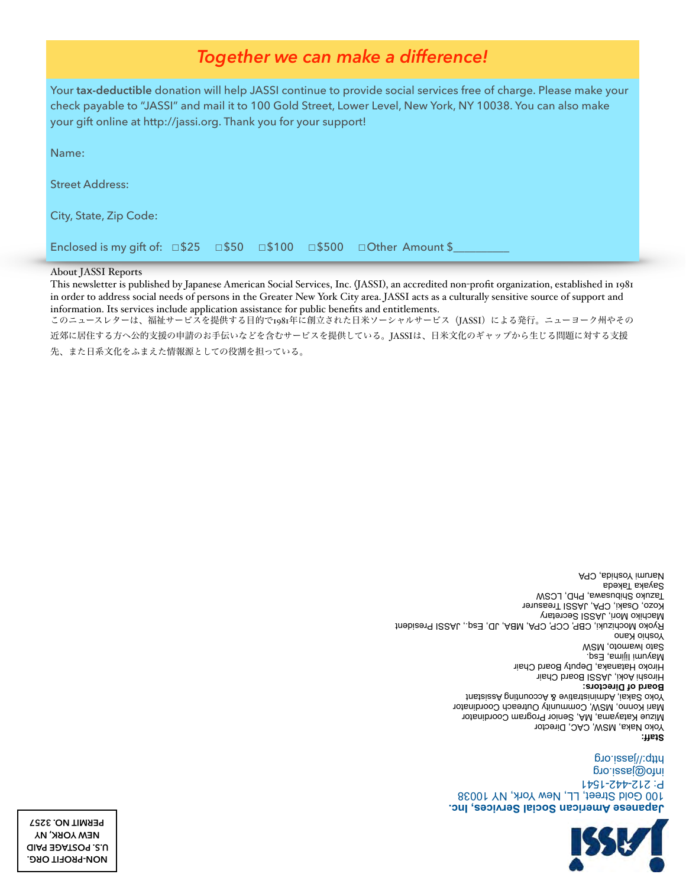## *Together we can make a difference!*

Your **tax-deductible** donation will help JASSI continue to provide social services free of charge. Please make your check payable to "JASSI" and mail it to 100 Gold Street, Lower Level, New York, NY 10038. You can also make your gift online at http://jassi.org. Thank you for your support!

Name:

Street Address:

City, State, Zip Code:

Enclosed is my gift of: □$25 □$50 □$100 □$500 □Other Amount $__________

About JASSI Reports

This newsletter is published by Japanese American Social Services, Inc. (JASSI), an accredited non-profit organization, established in 1981 in order to address social needs of persons in the Greater New York City area. JASSI acts as a culturally sensitive source of support and information. Its services include application assistance for public benefits and entitlements.

このニュースレターは、福祉サービスを提供する目的で1981年に創立された日米ソーシャルサービス（JASSI）による発行。ニューヨーク州やその近郊に居住する方へ公的支援の申請のお手伝いなどを含むサービスを提供している。JASSIは、日米文化のギャップから生じる問題に対する支援先、また日系文化をふまえた情報源としての役割を担っている。

**Japanese American Social Services, Inc.**
100 Gold Street, LL, New York, NY 10038
P: 212-442-1541
info@jassi.org
http://jassi.org

**Staff:**
Yoko Naka, MSW, CAC, Director
Mizue Katayama, MA, Senior Program Coordinator
Mari Konno, MSW, Community Outreach Coordinator
Yoko Sakai, Administrative & Accounting Assistant

**Board of Directors:**
Hiroshi Aoki, JASSI Board Chair
Hiroko Hatanaka, Deputy Board Chair
Mayumi Iijima, Esq.
Sato Iwamoto, MSW
Yoshio Kano
Ryoko Mochizuki, CBP, CCP, CPA, MBA, JD, Esq., JASSI President
Machiko Mori, JASSI Secretary
Kozo, Osaki, CPA, JASSI Treasurer
Tazuko Shibusawa, PhD, LCSW
Sayaka Takeda
Narumi Yoshida, CPA

NON-PROFIT ORG.
U.S. POSTAGE PAID
NEW YORK, NY
PERMIT NO. 3257